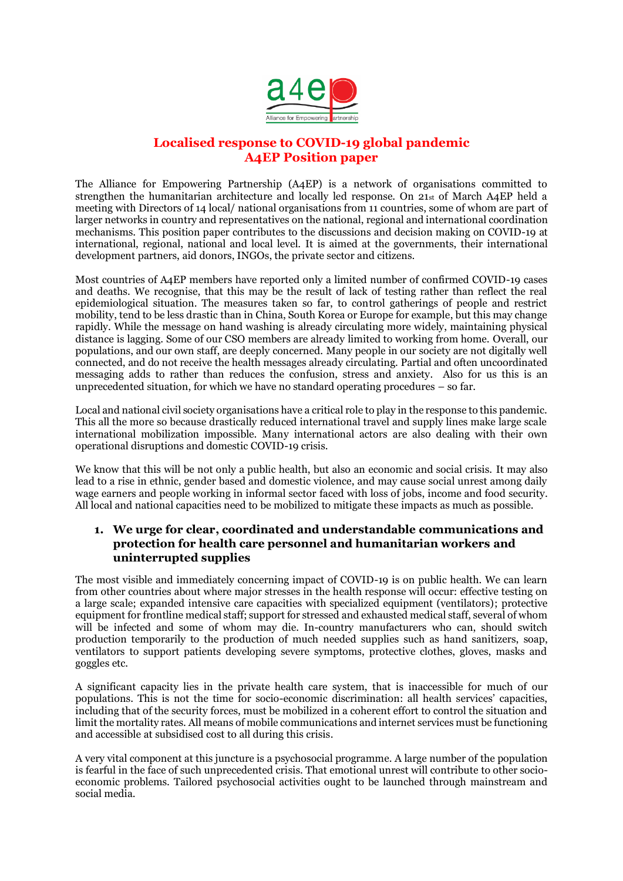# Localised response to COVID-19 global pandemic
# A4EP Position paper

The Alliance for Empowering Partnership (A4EP) is a network of organisations committed to strengthen the humanitarian architecture and locally led response. On 21st of March A4EP held a meeting with Directors of 14 local/ national organisations from 11 countries, some of whom are part of larger networks in country and representatives on the national, regional and international coordination mechanisms. This position paper contributes to the discussions and decision making on COVID-19 at international, regional, national and local level. It is aimed at the governments, their international development partners, aid donors, INGOs, the private sector and citizens.

Most countries of A4EP members have reported only a limited number of confirmed COVID-19 cases and deaths. We recognise, that this may be the result of lack of testing rather than reflect the real epidemiological situation. The measures taken so far, to control gatherings of people and restrict mobility, tend to be less drastic than in China, South Korea or Europe for example, but this may change rapidly. While the message on hand washing is already circulating more widely, maintaining physical distance is lagging. Some of our CSO members are already limited to working from home. Overall, our populations, and our own staff, are deeply concerned. Many people in our society are not digitally well connected, and do not receive the health messages already circulating. Partial and often uncoordinated messaging adds to rather than reduces the confusion, stress and anxiety. Also for us this is an unprecedented situation, for which we have no standard operating procedures – so far.

Local and national civil society organisations have a critical role to play in the response to this pandemic. This all the more so because drastically reduced international travel and supply lines make large scale international mobilization impossible. Many international actors are also dealing with their own operational disruptions and domestic COVID-19 crisis.

We know that this will be not only a public health, but also an economic and social crisis. It may also lead to a rise in ethnic, gender based and domestic violence, and may cause social unrest among daily wage earners and people working in informal sector faced with loss of jobs, income and food security. All local and national capacities need to be mobilized to mitigate these impacts as much as possible.

### 1. We urge for clear, coordinated and understandable communications and protection for health care personnel and humanitarian workers and uninterrupted supplies

The most visible and immediately concerning impact of COVID-19 is on public health. We can learn from other countries about where major stresses in the health response will occur: effective testing on a large scale; expanded intensive care capacities with specialized equipment (ventilators); protective equipment for frontline medical staff; support for stressed and exhausted medical staff, several of whom will be infected and some of whom may die. In-country manufacturers who can, should switch production temporarily to the production of much needed supplies such as hand sanitizers, soap, ventilators to support patients developing severe symptoms, protective clothes, gloves, masks and goggles etc.

A significant capacity lies in the private health care system, that is inaccessible for much of our populations. This is not the time for socio-economic discrimination: all health services' capacities, including that of the security forces, must be mobilized in a coherent effort to control the situation and limit the mortality rates. All means of mobile communications and internet services must be functioning and accessible at subsidised cost to all during this crisis.

A very vital component at this juncture is a psychosocial programme. A large number of the population is fearful in the face of such unprecedented crisis. That emotional unrest will contribute to other socio-economic problems. Tailored psychosocial activities ought to be launched through mainstream and social media.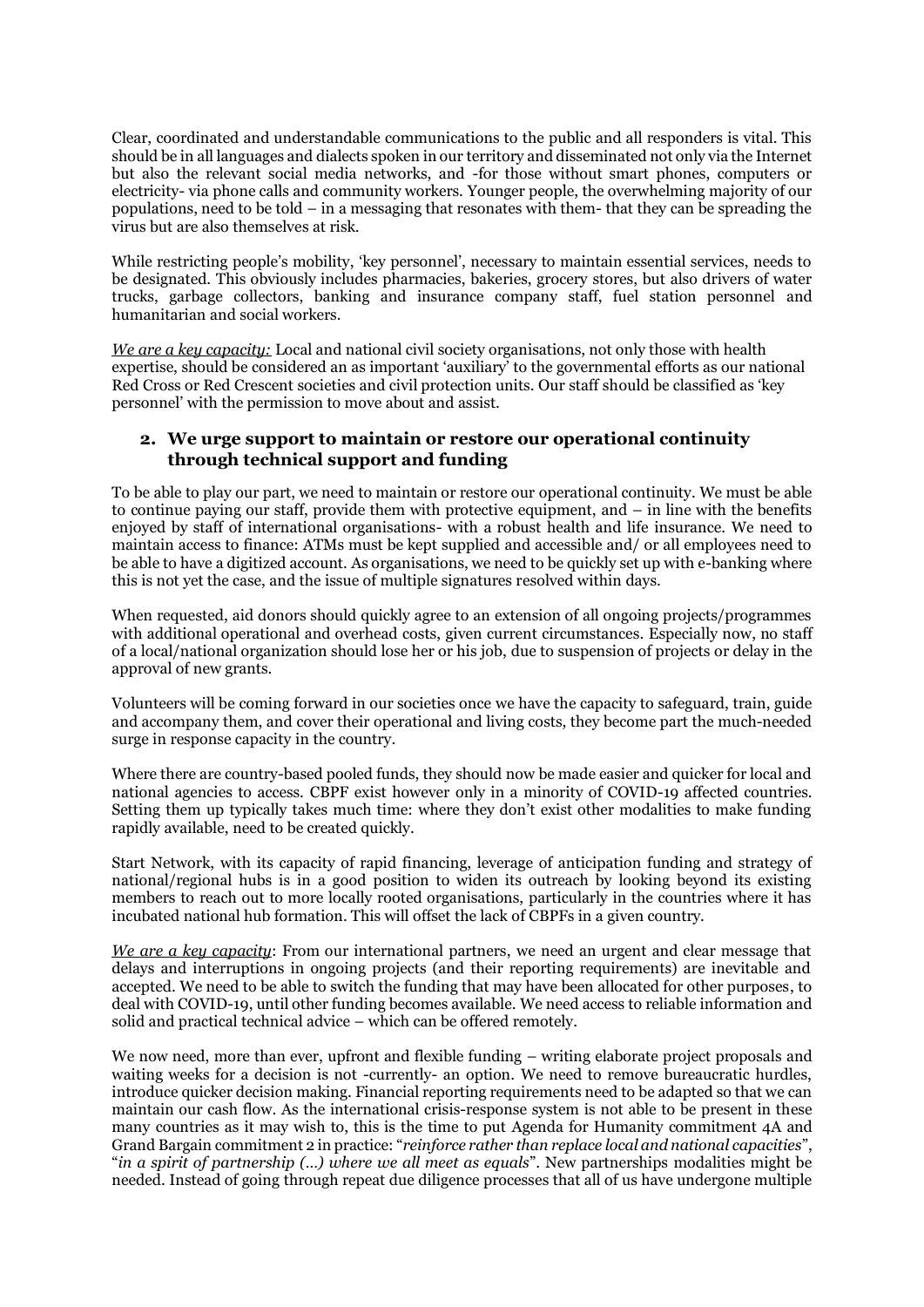Clear, coordinated and understandable communications to the public and all responders is vital. This should be in all languages and dialects spoken in our territory and disseminated not only via the Internet but also the relevant social media networks, and -for those without smart phones, computers or electricity- via phone calls and community workers. Younger people, the overwhelming majority of our populations, need to be told – in a messaging that resonates with them- that they can be spreading the virus but are also themselves at risk.

While restricting people's mobility, 'key personnel', necessary to maintain essential services, needs to be designated. This obviously includes pharmacies, bakeries, grocery stores, but also drivers of water trucks, garbage collectors, banking and insurance company staff, fuel station personnel and humanitarian and social workers.

*We are a key capacity:* Local and national civil society organisations, not only those with health expertise, should be considered an as important 'auxiliary' to the governmental efforts as our national Red Cross or Red Crescent societies and civil protection units. Our staff should be classified as 'key personnel' with the permission to move about and assist.

## 2. We urge support to maintain or restore our operational continuity through technical support and funding

To be able to play our part, we need to maintain or restore our operational continuity. We must be able to continue paying our staff, provide them with protective equipment, and – in line with the benefits enjoyed by staff of international organisations- with a robust health and life insurance. We need to maintain access to finance: ATMs must be kept supplied and accessible and/ or all employees need to be able to have a digitized account. As organisations, we need to be quickly set up with e-banking where this is not yet the case, and the issue of multiple signatures resolved within days.

When requested, aid donors should quickly agree to an extension of all ongoing projects/programmes with additional operational and overhead costs, given current circumstances. Especially now, no staff of a local/national organization should lose her or his job, due to suspension of projects or delay in the approval of new grants.

Volunteers will be coming forward in our societies once we have the capacity to safeguard, train, guide and accompany them, and cover their operational and living costs, they become part the much-needed surge in response capacity in the country.

Where there are country-based pooled funds, they should now be made easier and quicker for local and national agencies to access. CBPF exist however only in a minority of COVID-19 affected countries. Setting them up typically takes much time: where they don't exist other modalities to make funding rapidly available, need to be created quickly.

Start Network, with its capacity of rapid financing, leverage of anticipation funding and strategy of national/regional hubs is in a good position to widen its outreach by looking beyond its existing members to reach out to more locally rooted organisations, particularly in the countries where it has incubated national hub formation. This will offset the lack of CBPFs in a given country.

*We are a key capacity*: From our international partners, we need an urgent and clear message that delays and interruptions in ongoing projects (and their reporting requirements) are inevitable and accepted. We need to be able to switch the funding that may have been allocated for other purposes, to deal with COVID-19, until other funding becomes available. We need access to reliable information and solid and practical technical advice – which can be offered remotely.

We now need, more than ever, upfront and flexible funding – writing elaborate project proposals and waiting weeks for a decision is not -currently- an option. We need to remove bureaucratic hurdles, introduce quicker decision making. Financial reporting requirements need to be adapted so that we can maintain our cash flow. As the international crisis-response system is not able to be present in these many countries as it may wish to, this is the time to put Agenda for Humanity commitment 4A and Grand Bargain commitment 2 in practice: "*reinforce rather than replace local and national capacities*", "*in a spirit of partnership (…) where we all meet as equals*". New partnerships modalities might be needed. Instead of going through repeat due diligence processes that all of us have undergone multiple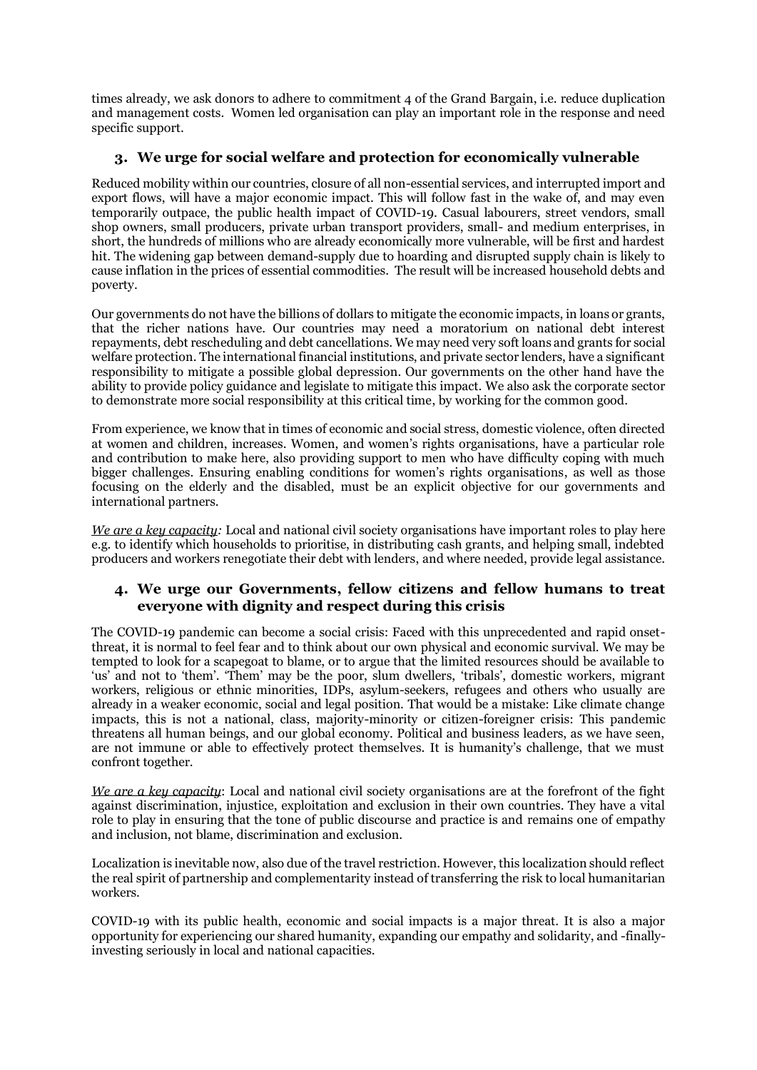times already, we ask donors to adhere to commitment 4 of the Grand Bargain, i.e. reduce duplication and management costs. Women led organisation can play an important role in the response and need specific support.

### 3. We urge for social welfare and protection for economically vulnerable

Reduced mobility within our countries, closure of all non-essential services, and interrupted import and export flows, will have a major economic impact. This will follow fast in the wake of, and may even temporarily outpace, the public health impact of COVID-19. Casual labourers, street vendors, small shop owners, small producers, private urban transport providers, small- and medium enterprises, in short, the hundreds of millions who are already economically more vulnerable, will be first and hardest hit. The widening gap between demand-supply due to hoarding and disrupted supply chain is likely to cause inflation in the prices of essential commodities. The result will be increased household debts and poverty.

Our governments do not have the billions of dollars to mitigate the economic impacts, in loans or grants, that the richer nations have. Our countries may need a moratorium on national debt interest repayments, debt rescheduling and debt cancellations. We may need very soft loans and grants for social welfare protection. The international financial institutions, and private sector lenders, have a significant responsibility to mitigate a possible global depression. Our governments on the other hand have the ability to provide policy guidance and legislate to mitigate this impact. We also ask the corporate sector to demonstrate more social responsibility at this critical time, by working for the common good.

From experience, we know that in times of economic and social stress, domestic violence, often directed at women and children, increases. Women, and women's rights organisations, have a particular role and contribution to make here, also providing support to men who have difficulty coping with much bigger challenges. Ensuring enabling conditions for women's rights organisations, as well as those focusing on the elderly and the disabled, must be an explicit objective for our governments and international partners.

*We are a key capacity:* Local and national civil society organisations have important roles to play here e.g. to identify which households to prioritise, in distributing cash grants, and helping small, indebted producers and workers renegotiate their debt with lenders, and where needed, provide legal assistance.

### 4. We urge our Governments, fellow citizens and fellow humans to treat everyone with dignity and respect during this crisis

The COVID-19 pandemic can become a social crisis: Faced with this unprecedented and rapid onset-threat, it is normal to feel fear and to think about our own physical and economic survival. We may be tempted to look for a scapegoat to blame, or to argue that the limited resources should be available to 'us' and not to 'them'. 'Them' may be the poor, slum dwellers, 'tribals', domestic workers, migrant workers, religious or ethnic minorities, IDPs, asylum-seekers, refugees and others who usually are already in a weaker economic, social and legal position. That would be a mistake: Like climate change impacts, this is not a national, class, majority-minority or citizen-foreigner crisis: This pandemic threatens all human beings, and our global economy. Political and business leaders, as we have seen, are not immune or able to effectively protect themselves. It is humanity's challenge, that we must confront together.

*We are a key capacity*: Local and national civil society organisations are at the forefront of the fight against discrimination, injustice, exploitation and exclusion in their own countries. They have a vital role to play in ensuring that the tone of public discourse and practice is and remains one of empathy and inclusion, not blame, discrimination and exclusion.

Localization is inevitable now, also due of the travel restriction. However, this localization should reflect the real spirit of partnership and complementarity instead of transferring the risk to local humanitarian workers.

COVID-19 with its public health, economic and social impacts is a major threat. It is also a major opportunity for experiencing our shared humanity, expanding our empathy and solidarity, and -finally- investing seriously in local and national capacities.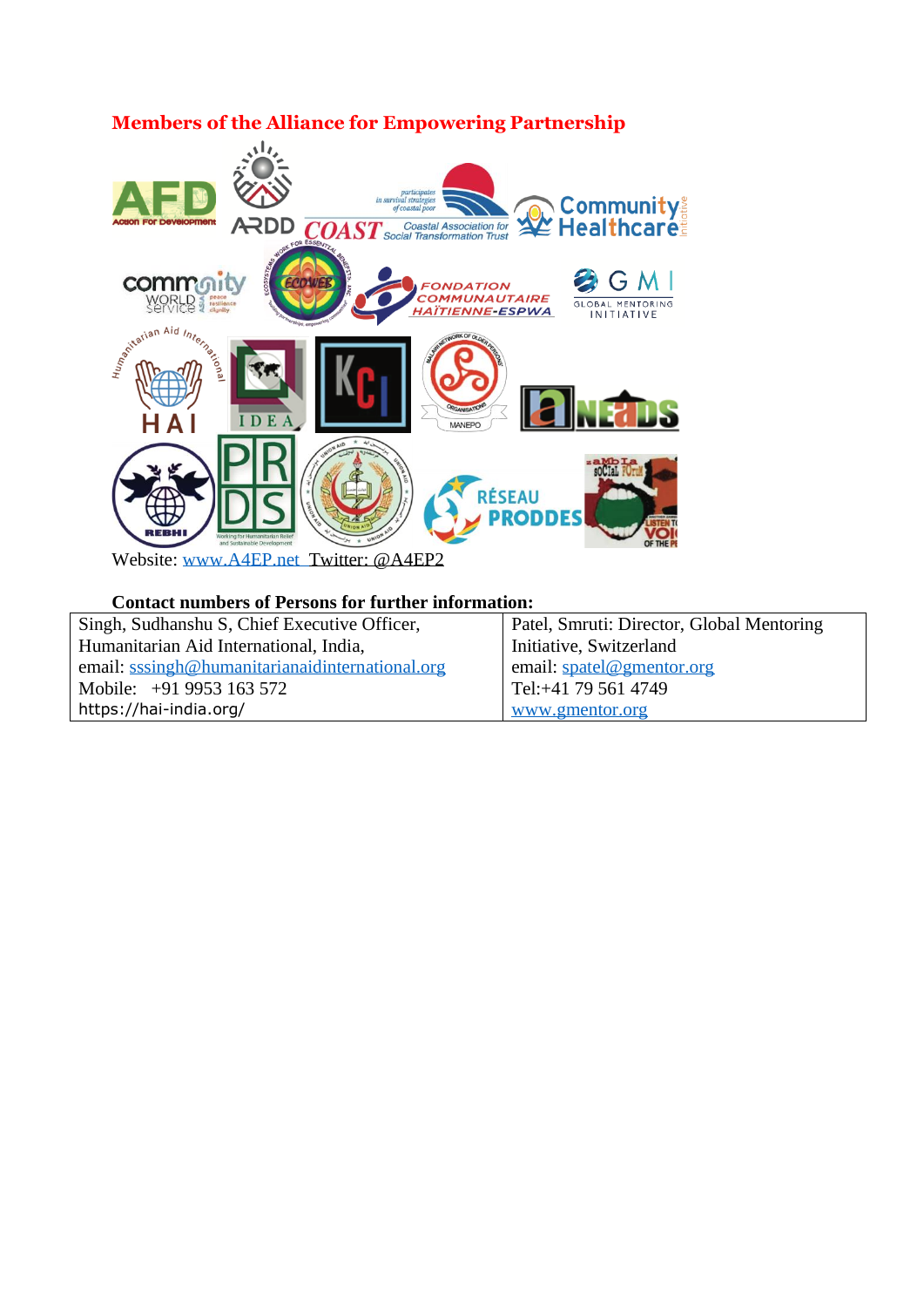## Members of the Alliance for Empowering Partnership

Website: www.A4EP.net Twitter: @A4EP2

**Contact numbers of Persons for further information:**

| | |
|---|---|
| Singh, Sudhanshu S, Chief Executive Officer, Humanitarian Aid International, India, email: sssingh@humanitarianaidinternational.org Mobile: +91 9953 163 572 https://hai-india.org/ | Patel, Smruti: Director, Global Mentoring Initiative, Switzerland email: spatel@gmentor.org Tel:+41 79 561 4749 www.gmentor.org |